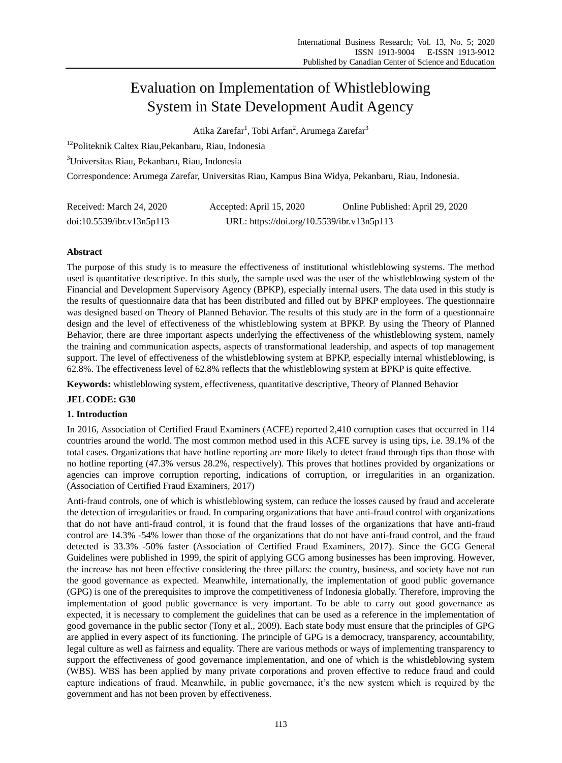# Evaluation on Implementation of Whistleblowing System in State Development Audit Agency

Atika Zarefar[1], Tobi Arfan[2], Arumega Zarefar[3]

[12]Politeknik Caltex Riau,Pekanbaru, Riau, Indonesia

[3]Universitas Riau, Pekanbaru, Riau, Indonesia

Correspondence: Arumega Zarefar, Universitas Riau, Kampus Bina Widya, Pekanbaru, Riau, Indonesia.

Received: March 24, 2020 Accepted: April 15, 2020 Online Published: April 29, 2020

doi:10.5539/ibr.v13n5p113 URL: https://doi.org/10.5539/ibr.v13n5p113

## Abstract

The purpose of this study is to measure the effectiveness of institutional whistleblowing systems. The method used is quantitative descriptive. In this study, the sample used was the user of the whistleblowing system of the Financial and Development Supervisory Agency (BPKP), especially internal users. The data used in this study is the results of questionnaire data that has been distributed and filled out by BPKP employees. The questionnaire was designed based on Theory of Planned Behavior. The results of this study are in the form of a questionnaire design and the level of effectiveness of the whistleblowing system at BPKP. By using the Theory of Planned Behavior, there are three important aspects underlying the effectiveness of the whistleblowing system, namely the training and communication aspects, aspects of transformational leadership, and aspects of top management support. The level of effectiveness of the whistleblowing system at BPKP, especially internal whistleblowing, is 62.8%. The effectiveness level of 62.8% reflects that the whistleblowing system at BPKP is quite effective.

**Keywords:** whistleblowing system, effectiveness, quantitative descriptive, Theory of Planned Behavior

**JEL CODE: G30**

## 1. Introduction

In 2016, Association of Certified Fraud Examiners (ACFE) reported 2,410 corruption cases that occurred in 114 countries around the world. The most common method used in this ACFE survey is using tips, i.e. 39.1% of the total cases. Organizations that have hotline reporting are more likely to detect fraud through tips than those with no hotline reporting (47.3% versus 28.2%, respectively). This proves that hotlines provided by organizations or agencies can improve corruption reporting, indications of corruption, or irregularities in an organization. (Association of Certified Fraud Examiners, 2017)

Anti-fraud controls, one of which is whistleblowing system, can reduce the losses caused by fraud and accelerate the detection of irregularities or fraud. In comparing organizations that have anti-fraud control with organizations that do not have anti-fraud control, it is found that the fraud losses of the organizations that have anti-fraud control are 14.3% -54% lower than those of the organizations that do not have anti-fraud control, and the fraud detected is 33.3% -50% faster (Association of Certified Fraud Examiners, 2017). Since the GCG General Guidelines were published in 1999, the spirit of applying GCG among businesses has been improving. However, the increase has not been effective considering the three pillars: the country, business, and society have not run the good governance as expected. Meanwhile, internationally, the implementation of good public governance (GPG) is one of the prerequisites to improve the competitiveness of Indonesia globally. Therefore, improving the implementation of good public governance is very important. To be able to carry out good governance as expected, it is necessary to complement the guidelines that can be used as a reference in the implementation of good governance in the public sector (Tony et al., 2009). Each state body must ensure that the principles of GPG are applied in every aspect of its functioning. The principle of GPG is a democracy, transparency, accountability, legal culture as well as fairness and equality. There are various methods or ways of implementing transparency to support the effectiveness of good governance implementation, and one of which is the whistleblowing system (WBS). WBS has been applied by many private corporations and proven effective to reduce fraud and could capture indications of fraud. Meanwhile, in public governance, it's the new system which is required by the government and has not been proven by effectiveness.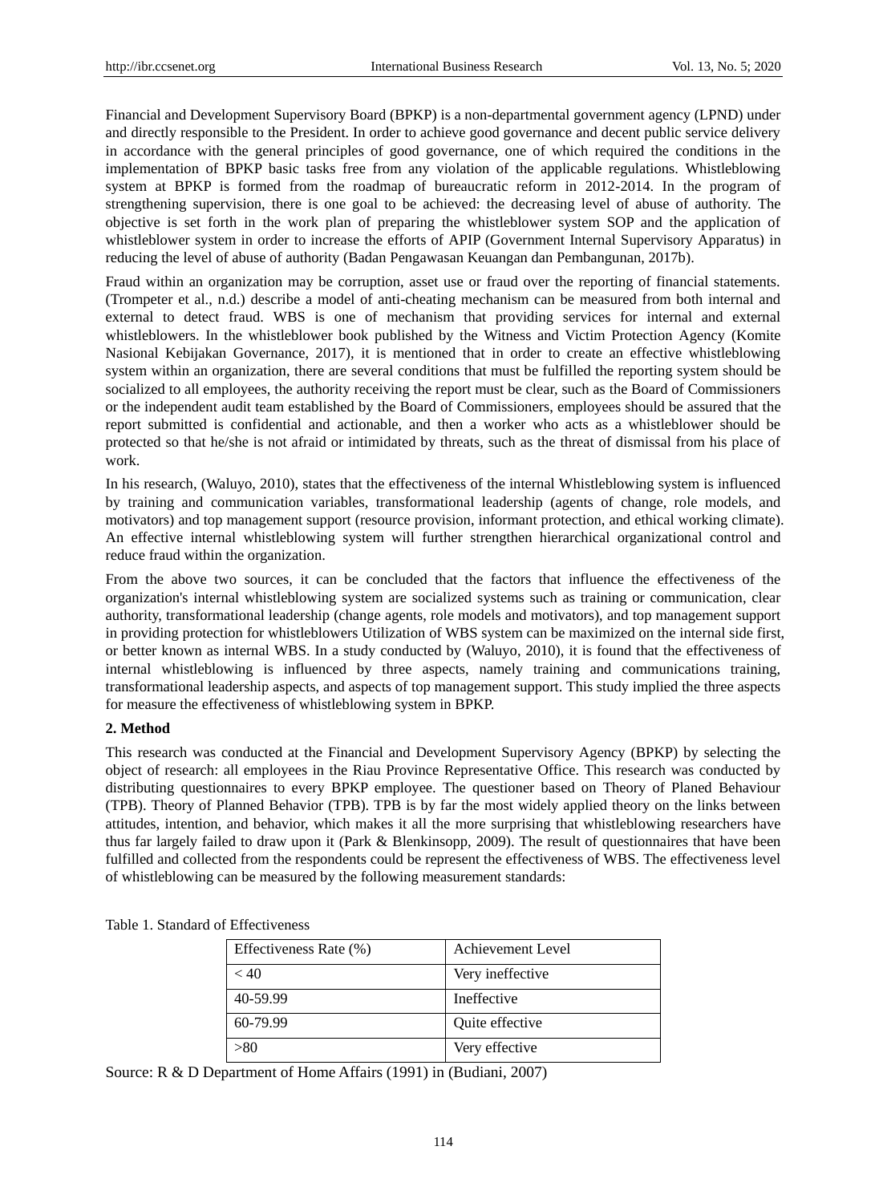Financial and Development Supervisory Board (BPKP) is a non-departmental government agency (LPND) under and directly responsible to the President. In order to achieve good governance and decent public service delivery in accordance with the general principles of good governance, one of which required the conditions in the implementation of BPKP basic tasks free from any violation of the applicable regulations. Whistleblowing system at BPKP is formed from the roadmap of bureaucratic reform in 2012-2014. In the program of strengthening supervision, there is one goal to be achieved: the decreasing level of abuse of authority. The objective is set forth in the work plan of preparing the whistleblower system SOP and the application of whistleblower system in order to increase the efforts of APIP (Government Internal Supervisory Apparatus) in reducing the level of abuse of authority (Badan Pengawasan Keuangan dan Pembangunan, 2017b).

Fraud within an organization may be corruption, asset use or fraud over the reporting of financial statements. (Trompeter et al., n.d.) describe a model of anti-cheating mechanism can be measured from both internal and external to detect fraud. WBS is one of mechanism that providing services for internal and external whistleblowers. In the whistleblower book published by the Witness and Victim Protection Agency (Komite Nasional Kebijakan Governance, 2017), it is mentioned that in order to create an effective whistleblowing system within an organization, there are several conditions that must be fulfilled the reporting system should be socialized to all employees, the authority receiving the report must be clear, such as the Board of Commissioners or the independent audit team established by the Board of Commissioners, employees should be assured that the report submitted is confidential and actionable, and then a worker who acts as a whistleblower should be protected so that he/she is not afraid or intimidated by threats, such as the threat of dismissal from his place of work.

In his research, (Waluyo, 2010), states that the effectiveness of the internal Whistleblowing system is influenced by training and communication variables, transformational leadership (agents of change, role models, and motivators) and top management support (resource provision, informant protection, and ethical working climate). An effective internal whistleblowing system will further strengthen hierarchical organizational control and reduce fraud within the organization.

From the above two sources, it can be concluded that the factors that influence the effectiveness of the organization's internal whistleblowing system are socialized systems such as training or communication, clear authority, transformational leadership (change agents, role models and motivators), and top management support in providing protection for whistleblowers Utilization of WBS system can be maximized on the internal side first, or better known as internal WBS. In a study conducted by (Waluyo, 2010), it is found that the effectiveness of internal whistleblowing is influenced by three aspects, namely training and communications training, transformational leadership aspects, and aspects of top management support. This study implied the three aspects for measure the effectiveness of whistleblowing system in BPKP.

## 2. Method

This research was conducted at the Financial and Development Supervisory Agency (BPKP) by selecting the object of research: all employees in the Riau Province Representative Office. This research was conducted by distributing questionnaires to every BPKP employee. The questioner based on Theory of Planed Behaviour (TPB). Theory of Planned Behavior (TPB). TPB is by far the most widely applied theory on the links between attitudes, intention, and behavior, which makes it all the more surprising that whistleblowing researchers have thus far largely failed to draw upon it (Park & Blenkinsopp, 2009). The result of questionnaires that have been fulfilled and collected from the respondents could be represent the effectiveness of WBS. The effectiveness level of whistleblowing can be measured by the following measurement standards:

Table 1. Standard of Effectiveness

| Effectiveness Rate (%) | Achievement Level |
|---|---|
| < 40 | Very ineffective |
| 40-59.99 | Ineffective |
| 60-79.99 | Quite effective |
| >80 | Very effective |

Source: R & D Department of Home Affairs (1991) in (Budiani, 2007)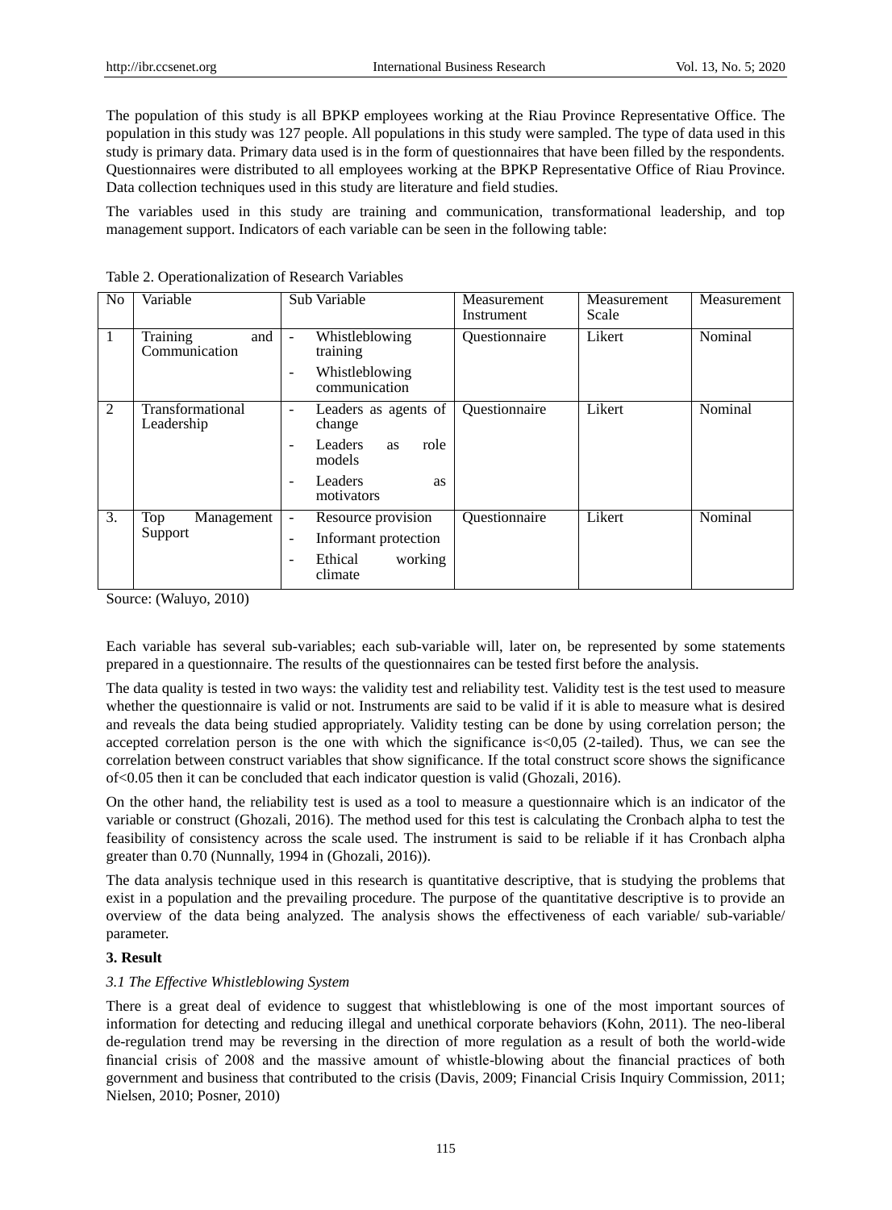The population of this study is all BPKP employees working at the Riau Province Representative Office. The population in this study was 127 people. All populations in this study were sampled. The type of data used in this study is primary data. Primary data used is in the form of questionnaires that have been filled by the respondents. Questionnaires were distributed to all employees working at the BPKP Representative Office of Riau Province. Data collection techniques used in this study are literature and field studies.

The variables used in this study are training and communication, transformational leadership, and top management support. Indicators of each variable can be seen in the following table:

Table 2. Operationalization of Research Variables

| No | Variable | Sub Variable | Measurement Instrument | Measurement Scale | Measurement |
|---|---|---|---|---|---|
| 1 | Training and Communication | - Whistleblowing training<br>- Whistleblowing communication | Questionnaire | Likert | Nominal |
| 2 | Transformational Leadership | - Leaders as agents of change<br>- Leaders as role models<br>- Leaders as motivators | Questionnaire | Likert | Nominal |
| 3. | Top Management Support | - Resource provision<br>- Informant protection<br>- Ethical working climate | Questionnaire | Likert | Nominal |

Source: (Waluyo, 2010)

Each variable has several sub-variables; each sub-variable will, later on, be represented by some statements prepared in a questionnaire. The results of the questionnaires can be tested first before the analysis.

The data quality is tested in two ways: the validity test and reliability test. Validity test is the test used to measure whether the questionnaire is valid or not. Instruments are said to be valid if it is able to measure what is desired and reveals the data being studied appropriately. Validity testing can be done by using correlation person; the accepted correlation person is the one with which the significance is<0,05 (2-tailed). Thus, we can see the correlation between construct variables that show significance. If the total construct score shows the significance of<0.05 then it can be concluded that each indicator question is valid (Ghozali, 2016).

On the other hand, the reliability test is used as a tool to measure a questionnaire which is an indicator of the variable or construct (Ghozali, 2016). The method used for this test is calculating the Cronbach alpha to test the feasibility of consistency across the scale used. The instrument is said to be reliable if it has Cronbach alpha greater than 0.70 (Nunnally, 1994 in (Ghozali, 2016)).

The data analysis technique used in this research is quantitative descriptive, that is studying the problems that exist in a population and the prevailing procedure. The purpose of the quantitative descriptive is to provide an overview of the data being analyzed. The analysis shows the effectiveness of each variable/ sub-variable/ parameter.

## 3. Result

### *3.1 The Effective Whistleblowing System*

There is a great deal of evidence to suggest that whistleblowing is one of the most important sources of information for detecting and reducing illegal and unethical corporate behaviors (Kohn, 2011). The neo-liberal de-regulation trend may be reversing in the direction of more regulation as a result of both the world-wide financial crisis of 2008 and the massive amount of whistle-blowing about the financial practices of both government and business that contributed to the crisis (Davis, 2009; Financial Crisis Inquiry Commission, 2011; Nielsen, 2010; Posner, 2010)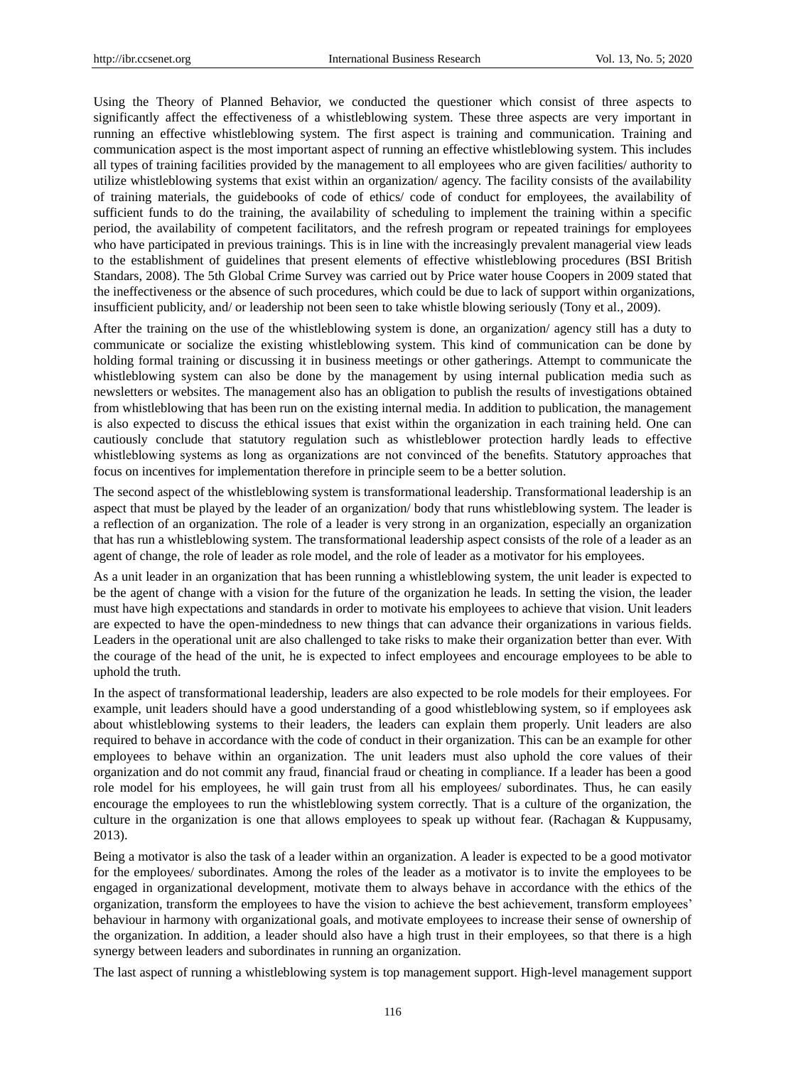Using the Theory of Planned Behavior, we conducted the questioner which consist of three aspects to significantly affect the effectiveness of a whistleblowing system. These three aspects are very important in running an effective whistleblowing system. The first aspect is training and communication. Training and communication aspect is the most important aspect of running an effective whistleblowing system. This includes all types of training facilities provided by the management to all employees who are given facilities/ authority to utilize whistleblowing systems that exist within an organization/ agency. The facility consists of the availability of training materials, the guidebooks of code of ethics/ code of conduct for employees, the availability of sufficient funds to do the training, the availability of scheduling to implement the training within a specific period, the availability of competent facilitators, and the refresh program or repeated trainings for employees who have participated in previous trainings. This is in line with the increasingly prevalent managerial view leads to the establishment of guidelines that present elements of effective whistleblowing procedures (BSI British Standars, 2008). The 5th Global Crime Survey was carried out by Price water house Coopers in 2009 stated that the ineffectiveness or the absence of such procedures, which could be due to lack of support within organizations, insufficient publicity, and/ or leadership not been seen to take whistle blowing seriously (Tony et al., 2009).

After the training on the use of the whistleblowing system is done, an organization/ agency still has a duty to communicate or socialize the existing whistleblowing system. This kind of communication can be done by holding formal training or discussing it in business meetings or other gatherings. Attempt to communicate the whistleblowing system can also be done by the management by using internal publication media such as newsletters or websites. The management also has an obligation to publish the results of investigations obtained from whistleblowing that has been run on the existing internal media. In addition to publication, the management is also expected to discuss the ethical issues that exist within the organization in each training held. One can cautiously conclude that statutory regulation such as whistleblower protection hardly leads to effective whistleblowing systems as long as organizations are not convinced of the benefits. Statutory approaches that focus on incentives for implementation therefore in principle seem to be a better solution.

The second aspect of the whistleblowing system is transformational leadership. Transformational leadership is an aspect that must be played by the leader of an organization/ body that runs whistleblowing system. The leader is a reflection of an organization. The role of a leader is very strong in an organization, especially an organization that has run a whistleblowing system. The transformational leadership aspect consists of the role of a leader as an agent of change, the role of leader as role model, and the role of leader as a motivator for his employees.

As a unit leader in an organization that has been running a whistleblowing system, the unit leader is expected to be the agent of change with a vision for the future of the organization he leads. In setting the vision, the leader must have high expectations and standards in order to motivate his employees to achieve that vision. Unit leaders are expected to have the open-mindedness to new things that can advance their organizations in various fields. Leaders in the operational unit are also challenged to take risks to make their organization better than ever. With the courage of the head of the unit, he is expected to infect employees and encourage employees to be able to uphold the truth.

In the aspect of transformational leadership, leaders are also expected to be role models for their employees. For example, unit leaders should have a good understanding of a good whistleblowing system, so if employees ask about whistleblowing systems to their leaders, the leaders can explain them properly. Unit leaders are also required to behave in accordance with the code of conduct in their organization. This can be an example for other employees to behave within an organization. The unit leaders must also uphold the core values of their organization and do not commit any fraud, financial fraud or cheating in compliance. If a leader has been a good role model for his employees, he will gain trust from all his employees/ subordinates. Thus, he can easily encourage the employees to run the whistleblowing system correctly. That is a culture of the organization, the culture in the organization is one that allows employees to speak up without fear. (Rachagan & Kuppusamy, 2013).

Being a motivator is also the task of a leader within an organization. A leader is expected to be a good motivator for the employees/ subordinates. Among the roles of the leader as a motivator is to invite the employees to be engaged in organizational development, motivate them to always behave in accordance with the ethics of the organization, transform the employees to have the vision to achieve the best achievement, transform employees' behaviour in harmony with organizational goals, and motivate employees to increase their sense of ownership of the organization. In addition, a leader should also have a high trust in their employees, so that there is a high synergy between leaders and subordinates in running an organization.

The last aspect of running a whistleblowing system is top management support. High-level management support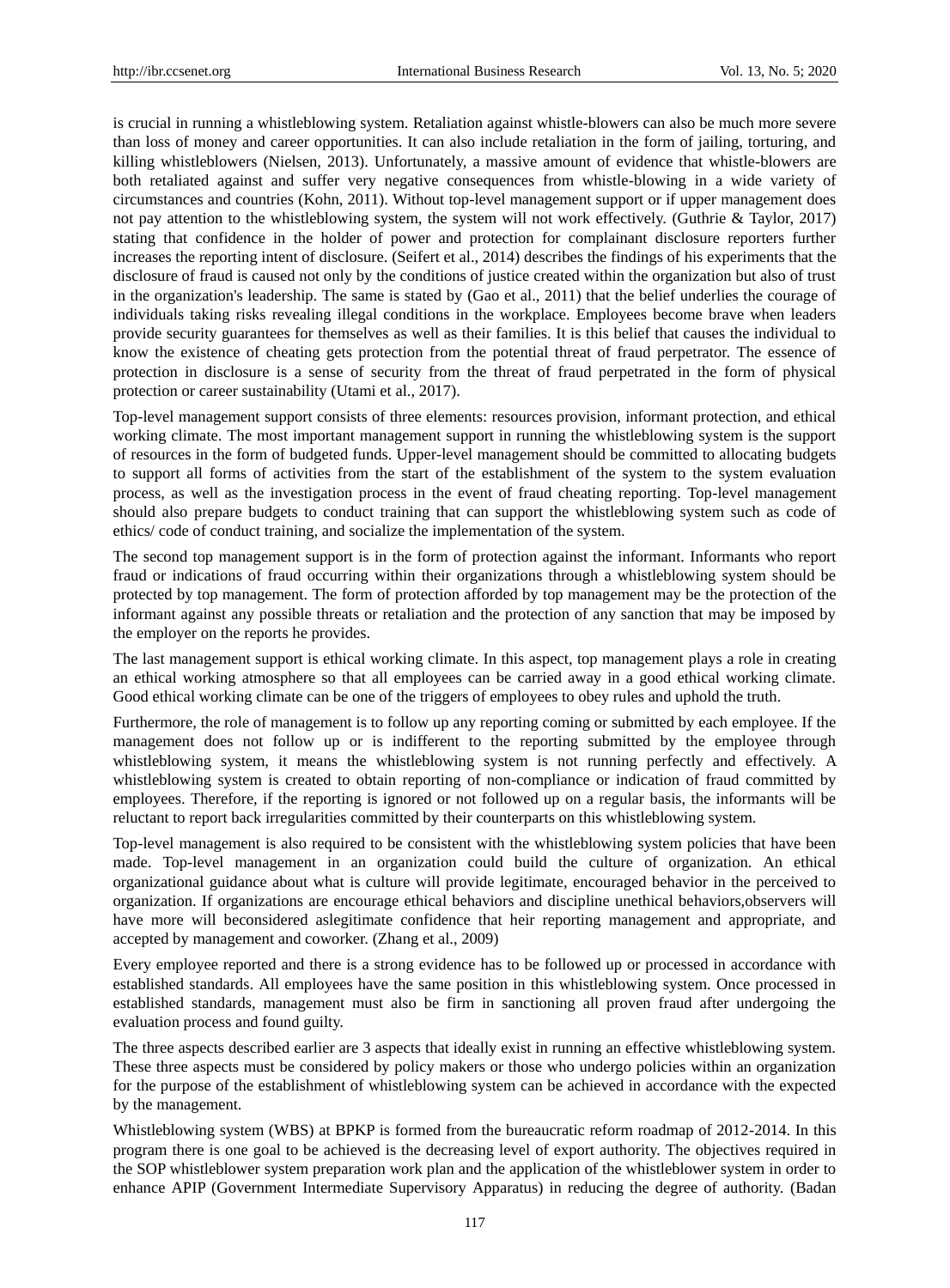is crucial in running a whistleblowing system. Retaliation against whistle-blowers can also be much more severe than loss of money and career opportunities. It can also include retaliation in the form of jailing, torturing, and killing whistleblowers (Nielsen, 2013). Unfortunately, a massive amount of evidence that whistle-blowers are both retaliated against and suffer very negative consequences from whistle-blowing in a wide variety of circumstances and countries (Kohn, 2011). Without top-level management support or if upper management does not pay attention to the whistleblowing system, the system will not work effectively. (Guthrie & Taylor, 2017) stating that confidence in the holder of power and protection for complainant disclosure reporters further increases the reporting intent of disclosure. (Seifert et al., 2014) describes the findings of his experiments that the disclosure of fraud is caused not only by the conditions of justice created within the organization but also of trust in the organization's leadership. The same is stated by (Gao et al., 2011) that the belief underlies the courage of individuals taking risks revealing illegal conditions in the workplace. Employees become brave when leaders provide security guarantees for themselves as well as their families. It is this belief that causes the individual to know the existence of cheating gets protection from the potential threat of fraud perpetrator. The essence of protection in disclosure is a sense of security from the threat of fraud perpetrated in the form of physical protection or career sustainability (Utami et al., 2017).

Top-level management support consists of three elements: resources provision, informant protection, and ethical working climate. The most important management support in running the whistleblowing system is the support of resources in the form of budgeted funds. Upper-level management should be committed to allocating budgets to support all forms of activities from the start of the establishment of the system to the system evaluation process, as well as the investigation process in the event of fraud cheating reporting. Top-level management should also prepare budgets to conduct training that can support the whistleblowing system such as code of ethics/ code of conduct training, and socialize the implementation of the system.

The second top management support is in the form of protection against the informant. Informants who report fraud or indications of fraud occurring within their organizations through a whistleblowing system should be protected by top management. The form of protection afforded by top management may be the protection of the informant against any possible threats or retaliation and the protection of any sanction that may be imposed by the employer on the reports he provides.

The last management support is ethical working climate. In this aspect, top management plays a role in creating an ethical working atmosphere so that all employees can be carried away in a good ethical working climate. Good ethical working climate can be one of the triggers of employees to obey rules and uphold the truth.

Furthermore, the role of management is to follow up any reporting coming or submitted by each employee. If the management does not follow up or is indifferent to the reporting submitted by the employee through whistleblowing system, it means the whistleblowing system is not running perfectly and effectively. A whistleblowing system is created to obtain reporting of non-compliance or indication of fraud committed by employees. Therefore, if the reporting is ignored or not followed up on a regular basis, the informants will be reluctant to report back irregularities committed by their counterparts on this whistleblowing system.

Top-level management is also required to be consistent with the whistleblowing system policies that have been made. Top-level management in an organization could build the culture of organization. An ethical organizational guidance about what is culture will provide legitimate, encouraged behavior in the perceived to organization. If organizations are encourage ethical behaviors and discipline unethical behaviors,observers will have more will beconsidered aslegitimate confidence that heir reporting management and appropriate, and accepted by management and coworker. (Zhang et al., 2009)

Every employee reported and there is a strong evidence has to be followed up or processed in accordance with established standards. All employees have the same position in this whistleblowing system. Once processed in established standards, management must also be firm in sanctioning all proven fraud after undergoing the evaluation process and found guilty.

The three aspects described earlier are 3 aspects that ideally exist in running an effective whistleblowing system. These three aspects must be considered by policy makers or those who undergo policies within an organization for the purpose of the establishment of whistleblowing system can be achieved in accordance with the expected by the management.

Whistleblowing system (WBS) at BPKP is formed from the bureaucratic reform roadmap of 2012-2014. In this program there is one goal to be achieved is the decreasing level of export authority. The objectives required in the SOP whistleblower system preparation work plan and the application of the whistleblower system in order to enhance APIP (Government Intermediate Supervisory Apparatus) in reducing the degree of authority. (Badan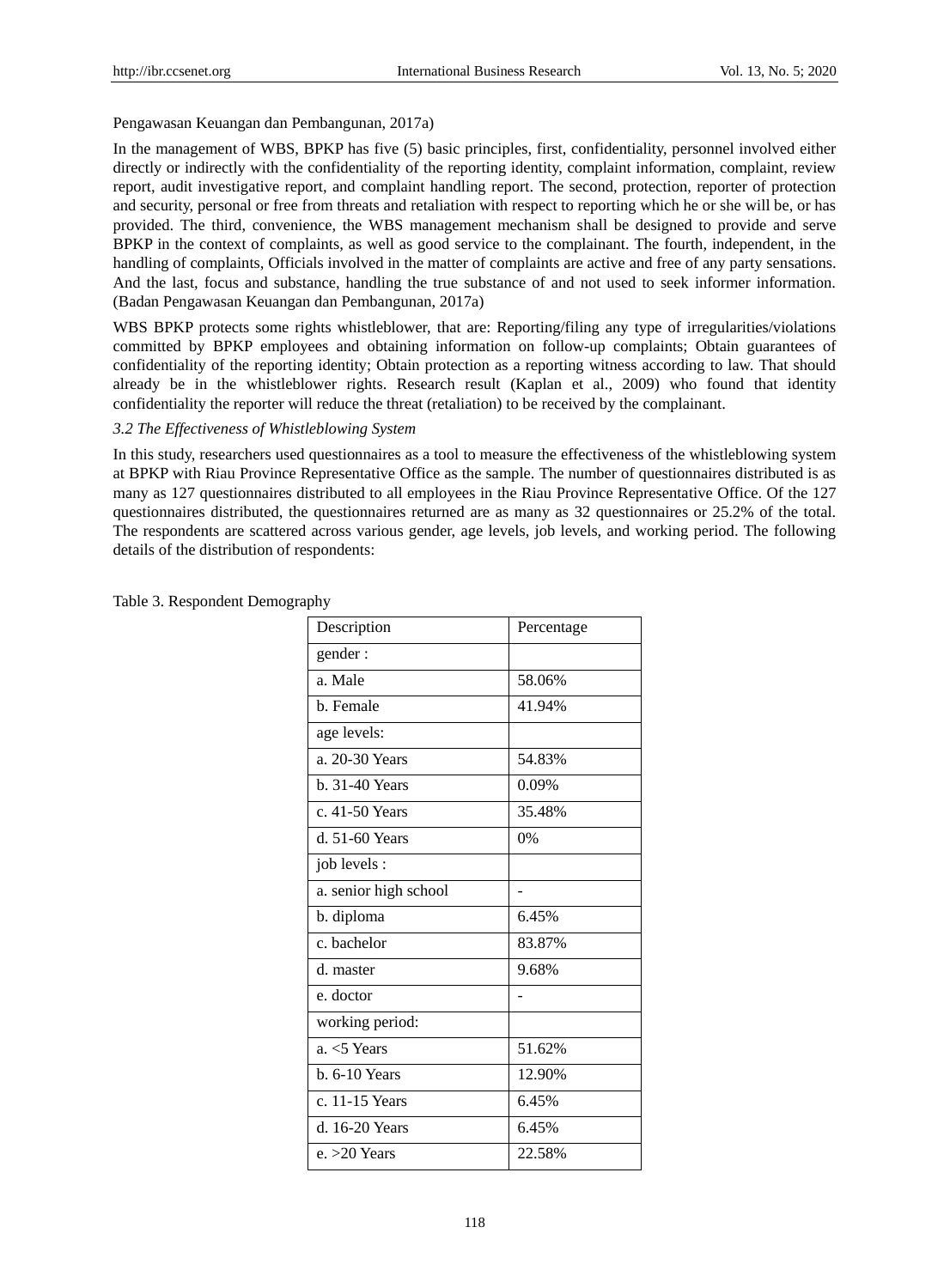Pengawasan Keuangan dan Pembangunan, 2017a)

In the management of WBS, BPKP has five (5) basic principles, first, confidentiality, personnel involved either directly or indirectly with the confidentiality of the reporting identity, complaint information, complaint, review report, audit investigative report, and complaint handling report. The second, protection, reporter of protection and security, personal or free from threats and retaliation with respect to reporting which he or she will be, or has provided. The third, convenience, the WBS management mechanism shall be designed to provide and serve BPKP in the context of complaints, as well as good service to the complainant. The fourth, independent, in the handling of complaints, Officials involved in the matter of complaints are active and free of any party sensations. And the last, focus and substance, handling the true substance of and not used to seek informer information. (Badan Pengawasan Keuangan dan Pembangunan, 2017a)

WBS BPKP protects some rights whistleblower, that are: Reporting/filing any type of irregularities/violations committed by BPKP employees and obtaining information on follow-up complaints; Obtain guarantees of confidentiality of the reporting identity; Obtain protection as a reporting witness according to law. That should already be in the whistleblower rights. Research result (Kaplan et al., 2009) who found that identity confidentiality the reporter will reduce the threat (retaliation) to be received by the complainant.

### *3.2 The Effectiveness of Whistleblowing System*

In this study, researchers used questionnaires as a tool to measure the effectiveness of the whistleblowing system at BPKP with Riau Province Representative Office as the sample. The number of questionnaires distributed is as many as 127 questionnaires distributed to all employees in the Riau Province Representative Office. Of the 127 questionnaires distributed, the questionnaires returned are as many as 32 questionnaires or 25.2% of the total. The respondents are scattered across various gender, age levels, job levels, and working period. The following details of the distribution of respondents:

Table 3. Respondent Demography

| Description | Percentage |
|---|---|
| gender : | |
| a. Male | 58.06% |
| b. Female | 41.94% |
| age levels: | |
| a. 20-30 Years | 54.83% |
| b. 31-40 Years | 0.09% |
| c. 41-50 Years | 35.48% |
| d. 51-60 Years | 0% |
| job levels : | |
| a. senior high school | - |
| b. diploma | 6.45% |
| c. bachelor | 83.87% |
| d. master | 9.68% |
| e. doctor | - |
| working period: | |
| a. <5 Years | 51.62% |
| b. 6-10 Years | 12.90% |
| c. 11-15 Years | 6.45% |
| d. 16-20 Years | 6.45% |
| e. >20 Years | 22.58% |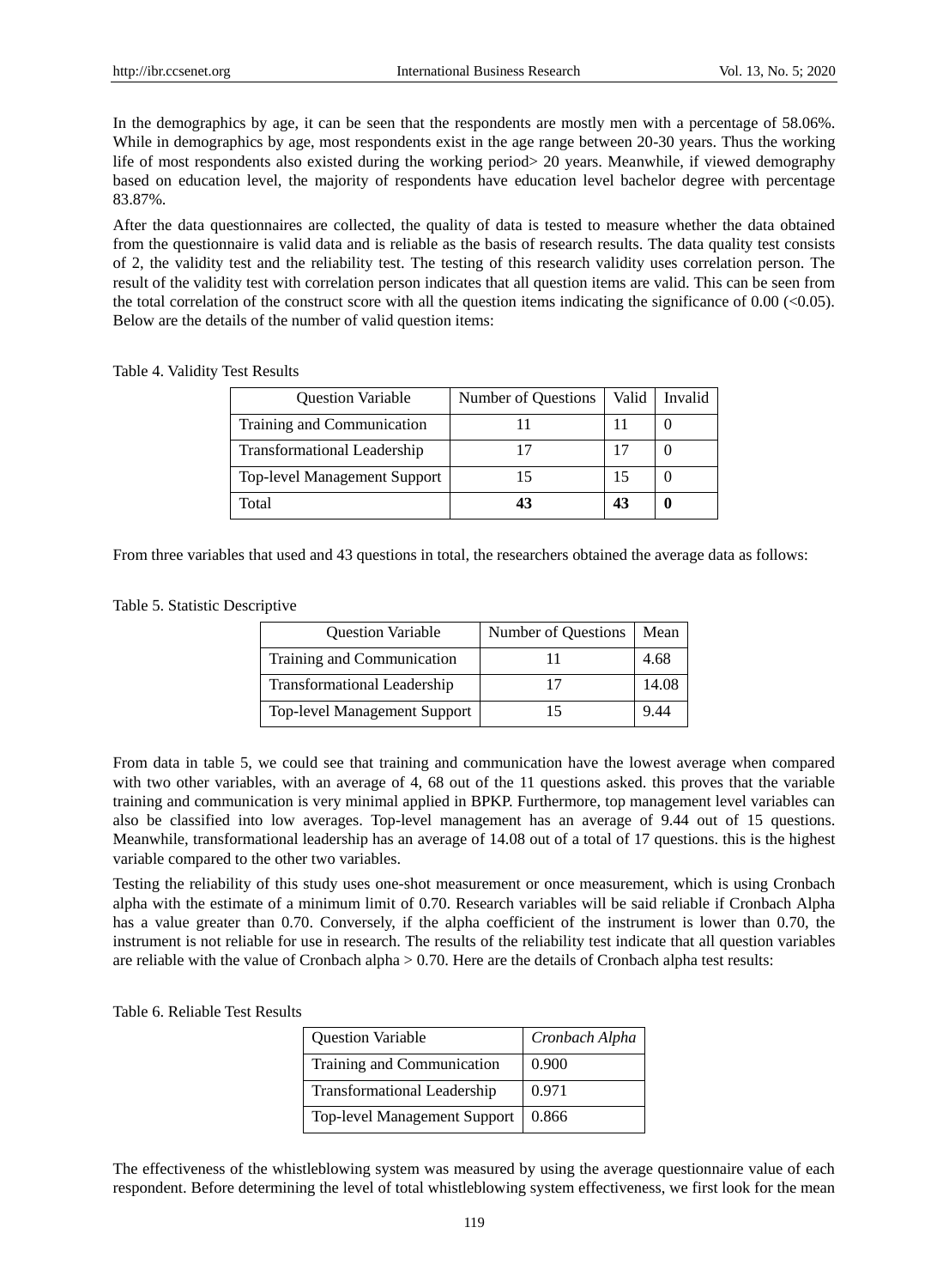In the demographics by age, it can be seen that the respondents are mostly men with a percentage of 58.06%. While in demographics by age, most respondents exist in the age range between 20-30 years. Thus the working life of most respondents also existed during the working period> 20 years. Meanwhile, if viewed demography based on education level, the majority of respondents have education level bachelor degree with percentage 83.87%.

After the data questionnaires are collected, the quality of data is tested to measure whether the data obtained from the questionnaire is valid data and is reliable as the basis of research results. The data quality test consists of 2, the validity test and the reliability test. The testing of this research validity uses correlation person. The result of the validity test with correlation person indicates that all question items are valid. This can be seen from the total correlation of the construct score with all the question items indicating the significance of 0.00 (<0.05). Below are the details of the number of valid question items:

Table 4. Validity Test Results

| Question Variable | Number of Questions | Valid | Invalid |
|---|---|---|---|
| Training and Communication | 11 | 11 | 0 |
| Transformational Leadership | 17 | 17 | 0 |
| Top-level Management Support | 15 | 15 | 0 |
| Total | **43** | **43** | **0** |

From three variables that used and 43 questions in total, the researchers obtained the average data as follows:

Table 5. Statistic Descriptive

| Question Variable | Number of Questions | Mean |
|---|---|---|
| Training and Communication | 11 | 4.68 |
| Transformational Leadership | 17 | 14.08 |
| Top-level Management Support | 15 | 9.44 |

From data in table 5, we could see that training and communication have the lowest average when compared with two other variables, with an average of 4, 68 out of the 11 questions asked. this proves that the variable training and communication is very minimal applied in BPKP. Furthermore, top management level variables can also be classified into low averages. Top-level management has an average of 9.44 out of 15 questions. Meanwhile, transformational leadership has an average of 14.08 out of a total of 17 questions. this is the highest variable compared to the other two variables.

Testing the reliability of this study uses one-shot measurement or once measurement, which is using Cronbach alpha with the estimate of a minimum limit of 0.70. Research variables will be said reliable if Cronbach Alpha has a value greater than 0.70. Conversely, if the alpha coefficient of the instrument is lower than 0.70, the instrument is not reliable for use in research. The results of the reliability test indicate that all question variables are reliable with the value of Cronbach alpha > 0.70. Here are the details of Cronbach alpha test results:

Table 6. Reliable Test Results

| Question Variable | *Cronbach Alpha* |
|---|---|
| Training and Communication | 0.900 |
| Transformational Leadership | 0.971 |
| Top-level Management Support | 0.866 |

The effectiveness of the whistleblowing system was measured by using the average questionnaire value of each respondent. Before determining the level of total whistleblowing system effectiveness, we first look for the mean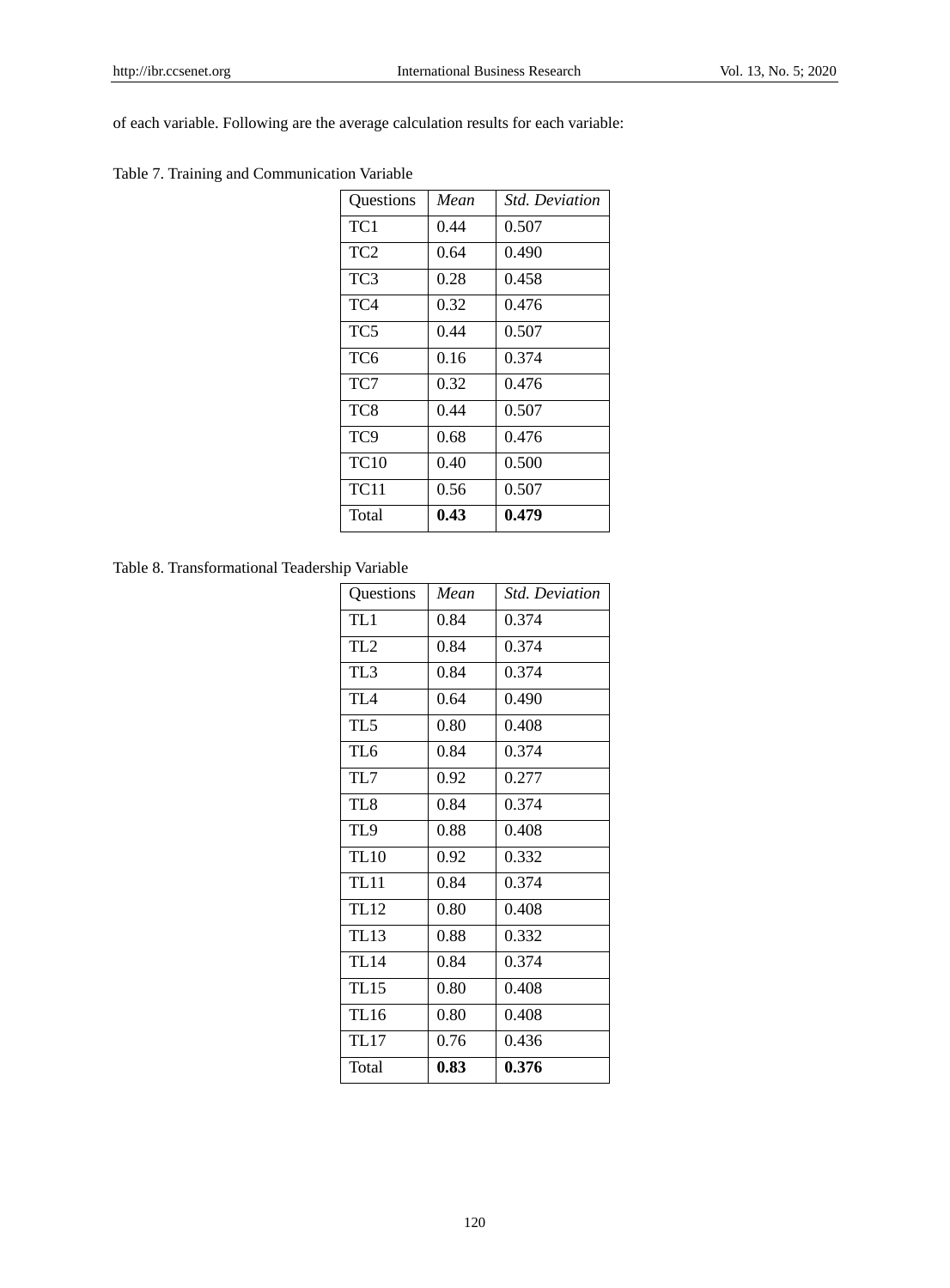of each variable. Following are the average calculation results for each variable:

Table 7. Training and Communication Variable

| Questions | *Mean* | *Std. Deviation* |
|---|---|---|
| TC1 | 0.44 | 0.507 |
| TC2 | 0.64 | 0.490 |
| TC3 | 0.28 | 0.458 |
| TC4 | 0.32 | 0.476 |
| TC5 | 0.44 | 0.507 |
| TC6 | 0.16 | 0.374 |
| TC7 | 0.32 | 0.476 |
| TC8 | 0.44 | 0.507 |
| TC9 | 0.68 | 0.476 |
| TC10 | 0.40 | 0.500 |
| TC11 | 0.56 | 0.507 |
| Total | **0.43** | **0.479** |

Table 8. Transformational Teadership Variable

| Questions | *Mean* | *Std. Deviation* |
|---|---|---|
| TL1 | 0.84 | 0.374 |
| TL2 | 0.84 | 0.374 |
| TL3 | 0.84 | 0.374 |
| TL4 | 0.64 | 0.490 |
| TL5 | 0.80 | 0.408 |
| TL6 | 0.84 | 0.374 |
| TL7 | 0.92 | 0.277 |
| TL8 | 0.84 | 0.374 |
| TL9 | 0.88 | 0.408 |
| TL10 | 0.92 | 0.332 |
| TL11 | 0.84 | 0.374 |
| TL12 | 0.80 | 0.408 |
| TL13 | 0.88 | 0.332 |
| TL14 | 0.84 | 0.374 |
| TL15 | 0.80 | 0.408 |
| TL16 | 0.80 | 0.408 |
| TL17 | 0.76 | 0.436 |
| Total | **0.83** | **0.376** |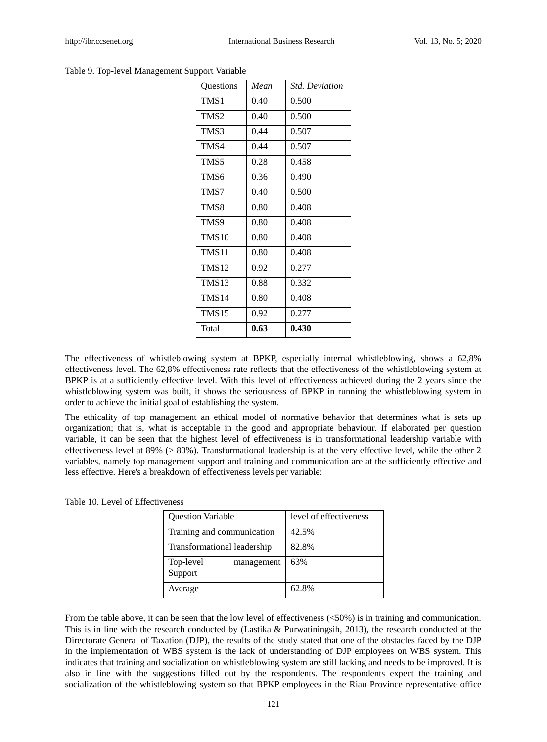Table 9. Top-level Management Support Variable

| Questions | *Mean* | *Std. Deviation* |
|---|---|---|
| TMS1 | 0.40 | 0.500 |
| TMS2 | 0.40 | 0.500 |
| TMS3 | 0.44 | 0.507 |
| TMS4 | 0.44 | 0.507 |
| TMS5 | 0.28 | 0.458 |
| TMS6 | 0.36 | 0.490 |
| TMS7 | 0.40 | 0.500 |
| TMS8 | 0.80 | 0.408 |
| TMS9 | 0.80 | 0.408 |
| TMS10 | 0.80 | 0.408 |
| TMS11 | 0.80 | 0.408 |
| TMS12 | 0.92 | 0.277 |
| TMS13 | 0.88 | 0.332 |
| TMS14 | 0.80 | 0.408 |
| TMS15 | 0.92 | 0.277 |
| Total | **0.63** | **0.430** |

The effectiveness of whistleblowing system at BPKP, especially internal whistleblowing, shows a 62,8% effectiveness level. The 62,8% effectiveness rate reflects that the effectiveness of the whistleblowing system at BPKP is at a sufficiently effective level. With this level of effectiveness achieved during the 2 years since the whistleblowing system was built, it shows the seriousness of BPKP in running the whistleblowing system in order to achieve the initial goal of establishing the system.

The ethicality of top management an ethical model of normative behavior that determines what is sets up organization; that is, what is acceptable in the good and appropriate behaviour. If elaborated per question variable, it can be seen that the highest level of effectiveness is in transformational leadership variable with effectiveness level at 89% (> 80%). Transformational leadership is at the very effective level, while the other 2 variables, namely top management support and training and communication are at the sufficiently effective and less effective. Here's a breakdown of effectiveness levels per variable:

Table 10. Level of Effectiveness

| Question Variable | level of effectiveness |
|---|---|
| Training and communication | 42.5% |
| Transformational leadership | 82.8% |
| Top-level management Support | 63% |
| Average | 62.8% |

From the table above, it can be seen that the low level of effectiveness (<50%) is in training and communication. This is in line with the research conducted by (Lastika & Purwatiningsih, 2013), the research conducted at the Directorate General of Taxation (DJP), the results of the study stated that one of the obstacles faced by the DJP in the implementation of WBS system is the lack of understanding of DJP employees on WBS system. This indicates that training and socialization on whistleblowing system are still lacking and needs to be improved. It is also in line with the suggestions filled out by the respondents. The respondents expect the training and socialization of the whistleblowing system so that BPKP employees in the Riau Province representative office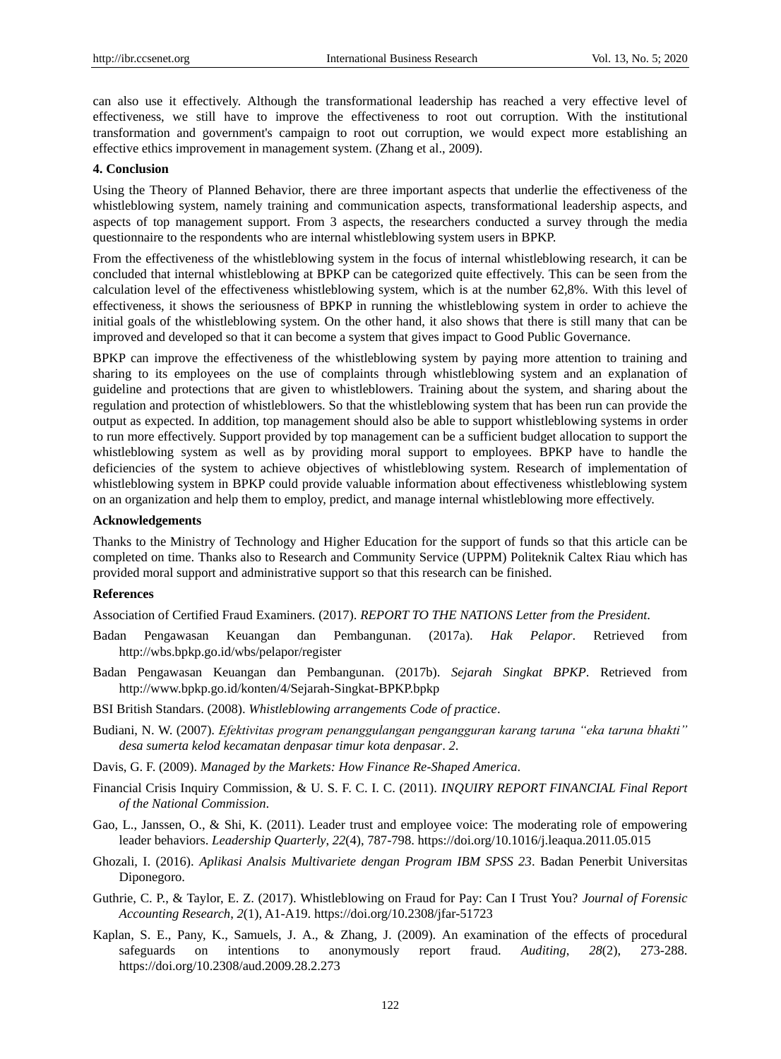can also use it effectively. Although the transformational leadership has reached a very effective level of effectiveness, we still have to improve the effectiveness to root out corruption. With the institutional transformation and government's campaign to root out corruption, we would expect more establishing an effective ethics improvement in management system. (Zhang et al., 2009).

## 4. Conclusion

Using the Theory of Planned Behavior, there are three important aspects that underlie the effectiveness of the whistleblowing system, namely training and communication aspects, transformational leadership aspects, and aspects of top management support. From 3 aspects, the researchers conducted a survey through the media questionnaire to the respondents who are internal whistleblowing system users in BPKP.

From the effectiveness of the whistleblowing system in the focus of internal whistleblowing research, it can be concluded that internal whistleblowing at BPKP can be categorized quite effectively. This can be seen from the calculation level of the effectiveness whistleblowing system, which is at the number 62,8%. With this level of effectiveness, it shows the seriousness of BPKP in running the whistleblowing system in order to achieve the initial goals of the whistleblowing system. On the other hand, it also shows that there is still many that can be improved and developed so that it can become a system that gives impact to Good Public Governance.

BPKP can improve the effectiveness of the whistleblowing system by paying more attention to training and sharing to its employees on the use of complaints through whistleblowing system and an explanation of guideline and protections that are given to whistleblowers. Training about the system, and sharing about the regulation and protection of whistleblowers. So that the whistleblowing system that has been run can provide the output as expected. In addition, top management should also be able to support whistleblowing systems in order to run more effectively. Support provided by top management can be a sufficient budget allocation to support the whistleblowing system as well as by providing moral support to employees. BPKP have to handle the deficiencies of the system to achieve objectives of whistleblowing system. Research of implementation of whistleblowing system in BPKP could provide valuable information about effectiveness whistleblowing system on an organization and help them to employ, predict, and manage internal whistleblowing more effectively.

## Acknowledgements

Thanks to the Ministry of Technology and Higher Education for the support of funds so that this article can be completed on time. Thanks also to Research and Community Service (UPPM) Politeknik Caltex Riau which has provided moral support and administrative support so that this research can be finished.

## References

Association of Certified Fraud Examiners. (2017). *REPORT TO THE NATIONS Letter from the President*.

Badan Pengawasan Keuangan dan Pembangunan. (2017a). *Hak Pelapor*. Retrieved from http://wbs.bpkp.go.id/wbs/pelapor/register

Badan Pengawasan Keuangan dan Pembangunan. (2017b). *Sejarah Singkat BPKP*. Retrieved from http://www.bpkp.go.id/konten/4/Sejarah-Singkat-BPKP.bpkp

BSI British Standards. (2008). *Whistleblowing arrangements Code of practice*.

Budiani, N. W. (2007). *Efektivitas program penanggulangan pengangguran karang taruna "eka taruna bhakti" desa sumerta kelod kecamatan denpasar timur kota denpasar*. *2*.

Davis, G. F. (2009). *Managed by the Markets: How Finance Re-Shaped America*.

Financial Crisis Inquiry Commission, & U. S. F. C. I. C. (2011). *INQUIRY REPORT FINANCIAL Final Report of the National Commission*.

Gao, L., Janssen, O., & Shi, K. (2011). Leader trust and employee voice: The moderating role of empowering leader behaviors. *Leadership Quarterly*, *22*(4), 787-798. https://doi.org/10.1016/j.leaqua.2011.05.015

Ghozali, I. (2016). *Aplikasi Analsis Multivariete dengan Program IBM SPSS 23*. Badan Penerbit Universitas Diponegoro.

Guthrie, C. P., & Taylor, E. Z. (2017). Whistleblowing on Fraud for Pay: Can I Trust You? *Journal of Forensic Accounting Research*, *2*(1), A1-A19. https://doi.org/10.2308/jfar-51723

Kaplan, S. E., Pany, K., Samuels, J. A., & Zhang, J. (2009). An examination of the effects of procedural safeguards on intentions to anonymously report fraud. *Auditing*, *28*(2), 273-288. https://doi.org/10.2308/aud.2009.28.2.273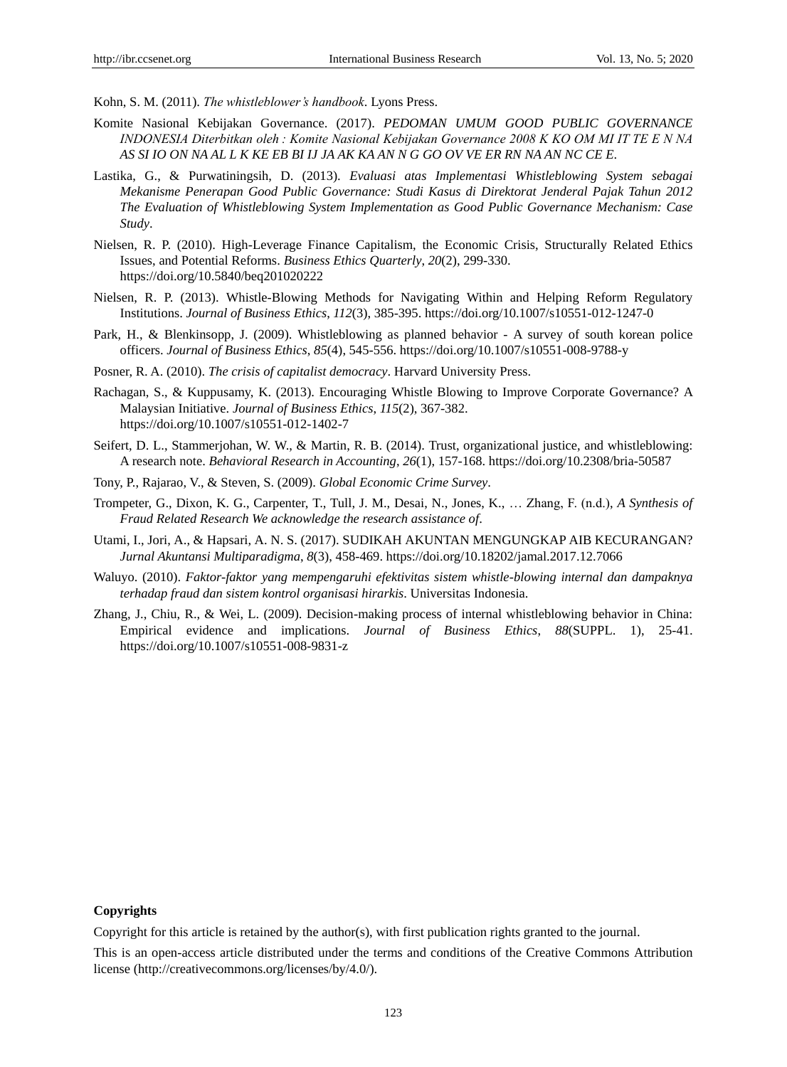Kohn, S. M. (2011). *The whistleblower's handbook*. Lyons Press.

Komite Nasional Kebijakan Governance. (2017). *PEDOMAN UMUM GOOD PUBLIC GOVERNANCE INDONESIA Diterbitkan oleh : Komite Nasional Kebijakan Governance 2008 K KO OM MI IT TE E N NA AS SI IO ON NA AL L K KE EB BI IJ JA AK KA AN N G GO OV VE ER RN NA AN NC CE E*.

Lastika, G., & Purwatiningsih, D. (2013). *Evaluasi atas Implementasi Whistleblowing System sebagai Mekanisme Penerapan Good Public Governance: Studi Kasus di Direktorat Jenderal Pajak Tahun 2012 The Evaluation of Whistleblowing System Implementation as Good Public Governance Mechanism: Case Study*.

Nielsen, R. P. (2010). High-Leverage Finance Capitalism, the Economic Crisis, Structurally Related Ethics Issues, and Potential Reforms. *Business Ethics Quarterly*, *20*(2), 299-330. https://doi.org/10.5840/beq201020222

Nielsen, R. P. (2013). Whistle-Blowing Methods for Navigating Within and Helping Reform Regulatory Institutions. *Journal of Business Ethics*, *112*(3), 385-395. https://doi.org/10.1007/s10551-012-1247-0

Park, H., & Blenkinsopp, J. (2009). Whistleblowing as planned behavior - A survey of south korean police officers. *Journal of Business Ethics*, *85*(4), 545-556. https://doi.org/10.1007/s10551-008-9788-y

Posner, R. A. (2010). *The crisis of capitalist democracy*. Harvard University Press.

Rachagan, S., & Kuppusamy, K. (2013). Encouraging Whistle Blowing to Improve Corporate Governance? A Malaysian Initiative. *Journal of Business Ethics*, *115*(2), 367-382. https://doi.org/10.1007/s10551-012-1402-7

Seifert, D. L., Stammerjohan, W. W., & Martin, R. B. (2014). Trust, organizational justice, and whistleblowing: A research note. *Behavioral Research in Accounting*, *26*(1), 157-168. https://doi.org/10.2308/bria-50587

Tony, P., Rajarao, V., & Steven, S. (2009). *Global Economic Crime Survey*.

Trompeter, G., Dixon, K. G., Carpenter, T., Tull, J. M., Desai, N., Jones, K., … Zhang, F. (n.d.), *A Synthesis of Fraud Related Research We acknowledge the research assistance of*.

Utami, I., Jori, A., & Hapsari, A. N. S. (2017). SUDIKAH AKUNTAN MENGUNGKAP AIB KECURANGAN? *Jurnal Akuntansi Multiparadigma*, *8*(3), 458-469. https://doi.org/10.18202/jamal.2017.12.7066

Waluyo. (2010). *Faktor-faktor yang mempengaruhi efektivitas sistem whistle-blowing internal dan dampaknya terhadap fraud dan sistem kontrol organisasi hirarkis*. Universitas Indonesia.

Zhang, J., Chiu, R., & Wei, L. (2009). Decision-making process of internal whistleblowing behavior in China: Empirical evidence and implications. *Journal of Business Ethics*, *88*(SUPPL. 1), 25-41. https://doi.org/10.1007/s10551-008-9831-z

**Copyrights**

Copyright for this article is retained by the author(s), with first publication rights granted to the journal.

This is an open-access article distributed under the terms and conditions of the Creative Commons Attribution license (http://creativecommons.org/licenses/by/4.0/).